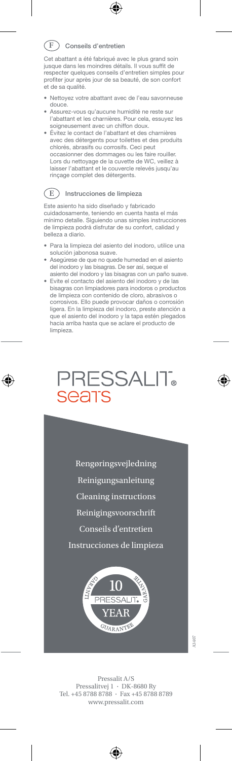## F Conseils d'entretien

Cet abattant a été fabriqué avec le plus grand soin jusque dans les moindres détails. Il vous suffit de respecter quelques conseils d'entretien simples pour profiter jour après jour de sa beauté, de son confort et de sa qualité.

- Nettoyez votre abattant avec de l'eau savonneuse douce.
- Assurez-vous qu'aucune humidité ne reste sur l'abattant et les charnières. Pour cela, essuyez les soigneusement avec un chiffon doux.
- Évitez le contact de l'abattant et des charnières avec des détergents pour toilettes et des produits chlorés, abrasifs ou corrosifs. Ceci peut occasionner des dommages ou les faire rouiller. Lors du nettoyage de la cuvette de WC, veillez à laisser l'abattant et le couvercle relevés jusqu'au rinçage complet des détergents.

## E Instrucciones de limpieza

Este asiento ha sido diseñado y fabricado cuidadosamente, teniendo en cuenta hasta el más mínimo detalle. Siguiendo unas simples instrucciones de limpieza podrá disfrutar de su confort, calidad y belleza a diario.

- Para la limpieza del asiento del inodoro, utilice una solución jabonosa suave.
- Asegúrese de que no quede humedad en el asiento del inodoro y las bisagras. De ser así, seque el asiento del inodoro y las bisagras con un paño suave.
- Evite el contacto del asiento del inodoro y de las bisagras con limpiadores para inodoros o productos de limpieza con contenido de cloro, abrasivos o corrosivos. Ello puede provocar daños o corrosión ligera. En la limpieza del inodoro, preste atención a que el asiento del inodoro y la tapa estén plegados hacia arriba hasta que se aclare el producto de limpieza.

# PRESSALIT® seats

Rengøringsvejledning

Reinigungsanleitung

Cleaning instructions

Reinigingsvoorschrift

Conseils d'entretien

Instrucciones de limpieza

GARANTI · 10 · PRESSALIT · YEAR · GUARANTEE · GARANTIE

A3407

Pressalit A/S
Pressalitvej 1 · DK-8680 Ry
Tel. +45 8788 8788 · Fax +45 8788 8789
www.pressalit.com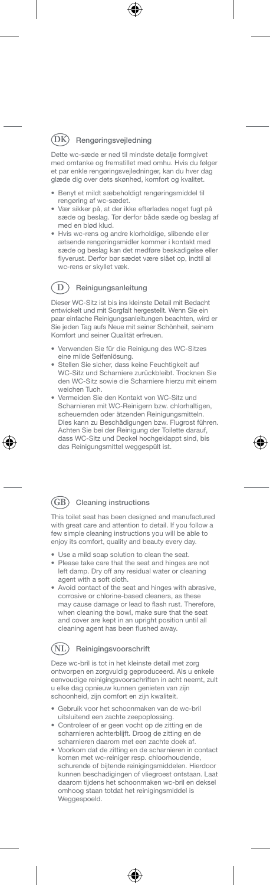## DK Rengøringsvejledning

Dette wc-sæde er ned til mindste detalje formgivet med omtanke og fremstillet med omhu. Hvis du følger et par enkle rengøringsvejledninger, kan du hver dag glæde dig over dets skønhed, komfort og kvalitet.

- Benyt et mildt sæbeholdigt rengøringsmiddel til rengøring af wc-sædet.
- Vær sikker på, at der ikke efterlades noget fugt på sæde og beslag. Tør derfor både sæde og beslag af med en blød klud.
- Hvis wc-rens og andre klorholdige, slibende eller ætsende rengøringsmidler kommer i kontakt med sæde og beslag kan det medføre beskadigelse eller flyverust. Derfor bør sædet være slået op, indtil al wc-rens er skyllet væk.

## D Reinigungsanleitung

Dieser WC-Sitz ist bis ins kleinste Detail mit Bedacht entwickelt und mit Sorgfalt hergestellt. Wenn Sie ein paar einfache Reinigungsanleitungen beachten, wird er Sie jeden Tag aufs Neue mit seiner Schönheit, seinem Komfort und seiner Qualität erfreuen.

- Verwenden Sie für die Reinigung des WC-Sitzes eine milde Seifenlösung.
- Stellen Sie sicher, dass keine Feuchtigkeit auf WC-Sitz und Scharniere zurückbleibt. Trocknen Sie den WC-Sitz sowie die Scharniere hierzu mit einem weichen Tuch.
- Vermeiden Sie den Kontakt von WC-Sitz und Scharnieren mit WC-Reinigern bzw. chlorhaltigen, scheuernden oder ätzenden Reinigungsmitteln. Dies kann zu Beschädigungen bzw. Flugrost führen. Achten Sie bei der Reinigung der Toilette darauf, dass WC-Sitz und Deckel hochgeklappt sind, bis das Reinigungsmittel weggespült ist.

## GB Cleaning instructions

This toilet seat has been designed and manufactured with great care and attention to detail. If you follow a few simple cleaning instructions you will be able to enjoy its comfort, quality and beauty every day.

- Use a mild soap solution to clean the seat.
- Please take care that the seat and hinges are not left damp. Dry off any residual water or cleaning agent with a soft cloth.
- Avoid contact of the seat and hinges with abrasive, corrosive or chlorine-based cleaners, as these may cause damage or lead to flash rust. Therefore, when cleaning the bowl, make sure that the seat and cover are kept in an upright position until all cleaning agent has been flushed away.

## NL Reinigingsvoorschrift

Deze wc-bril is tot in het kleinste detail met zorg ontworpen en zorgvuldig geproduceerd. Als u enkele eenvoudige reinigingsvoorschriften in acht neemt, zult u elke dag opnieuw kunnen genieten van zijn schoonheid, zijn comfort en zijn kwaliteit.

- Gebruik voor het schoonmaken van de wc-bril uitsluitend een zachte zeepoplossing.
- Controleer of er geen vocht op de zitting en de scharnieren achterblijft. Droog de zitting en de scharnieren daarom met een zachte doek af.
- Voorkom dat de zitting en de scharnieren in contact komen met wc-reiniger resp. chloorhoudende, schurende of bijtende reinigingsmiddelen. Hierdoor kunnen beschadigingen of vliegroest ontstaan. Laat daarom tijdens het schoonmaken wc-bril en deksel omhoog staan totdat het reinigingsmiddel is Weggespoeld.